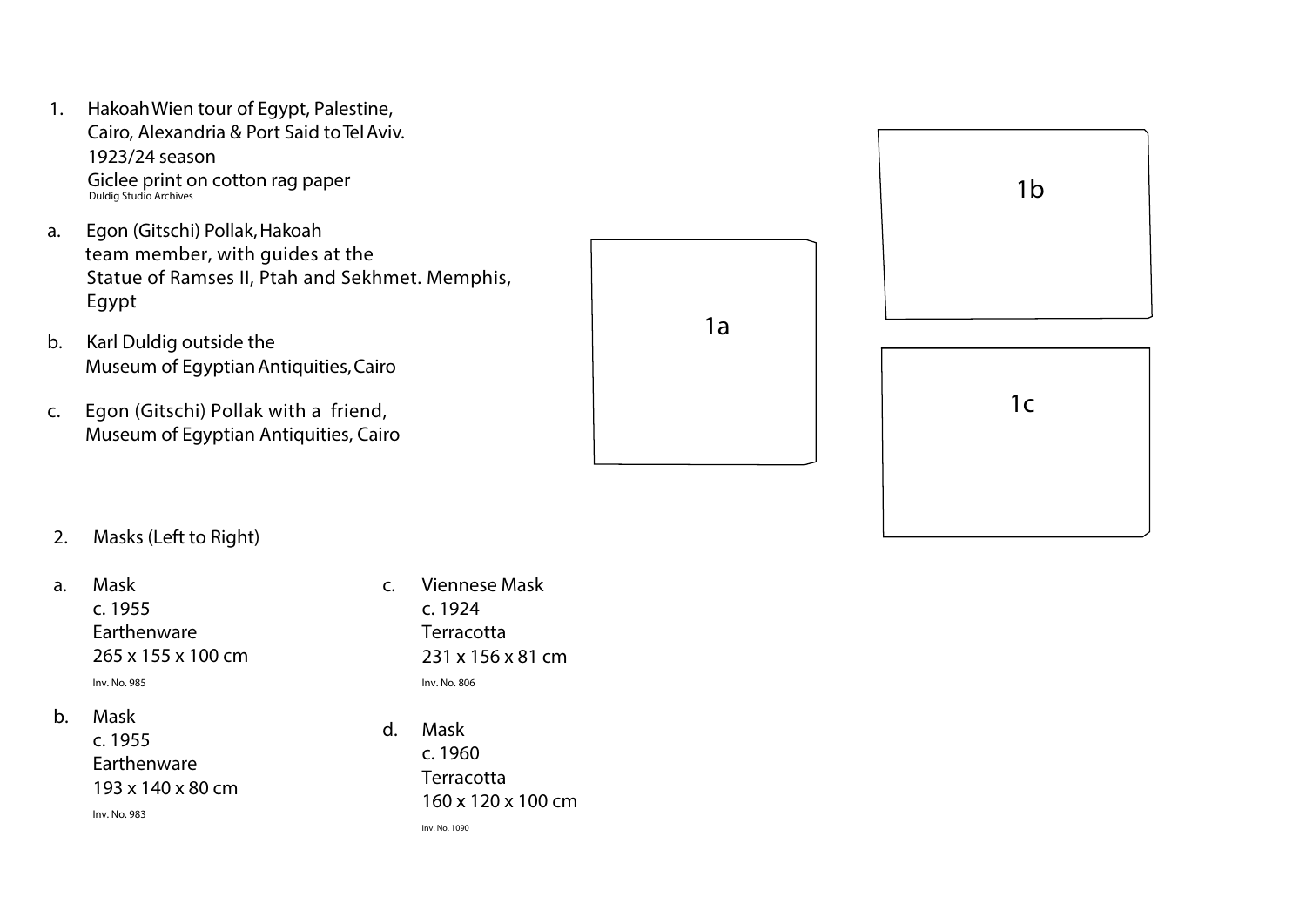1. Hakoah Wien tour of Egypt, Palestine, Cairo, Alexandria & Port Said to Tel Aviv. 1923/24 season
   Giclee print on cotton rag paper
   Duldig Studio Archives

a. Egon (Gitschi) Pollak, Hakoah team member, with guides at the Statue of Ramses II, Ptah and Sekhmet. Memphis, Egypt

b. Karl Duldig outside the Museum of Egyptian Antiquities, Cairo

c. Egon (Gitschi) Pollak with a friend, Museum of Egyptian Antiquities, Cairo

1a

1b

1c

2. Masks (Left to Right)

a. Mask
   c. 1955
   Earthenware
   265 x 155 x 100 cm
   Inv. No. 985

b. Mask
   c. 1955
   Earthenware
   193 x 140 x 80 cm
   Inv. No. 983

c. Viennese Mask
   c. 1924
   Terracotta
   231 x 156 x 81 cm
   Inv. No. 806

d. Mask
   c. 1960
   Terracotta
   160 x 120 x 100 cm
   Inv. No. 1090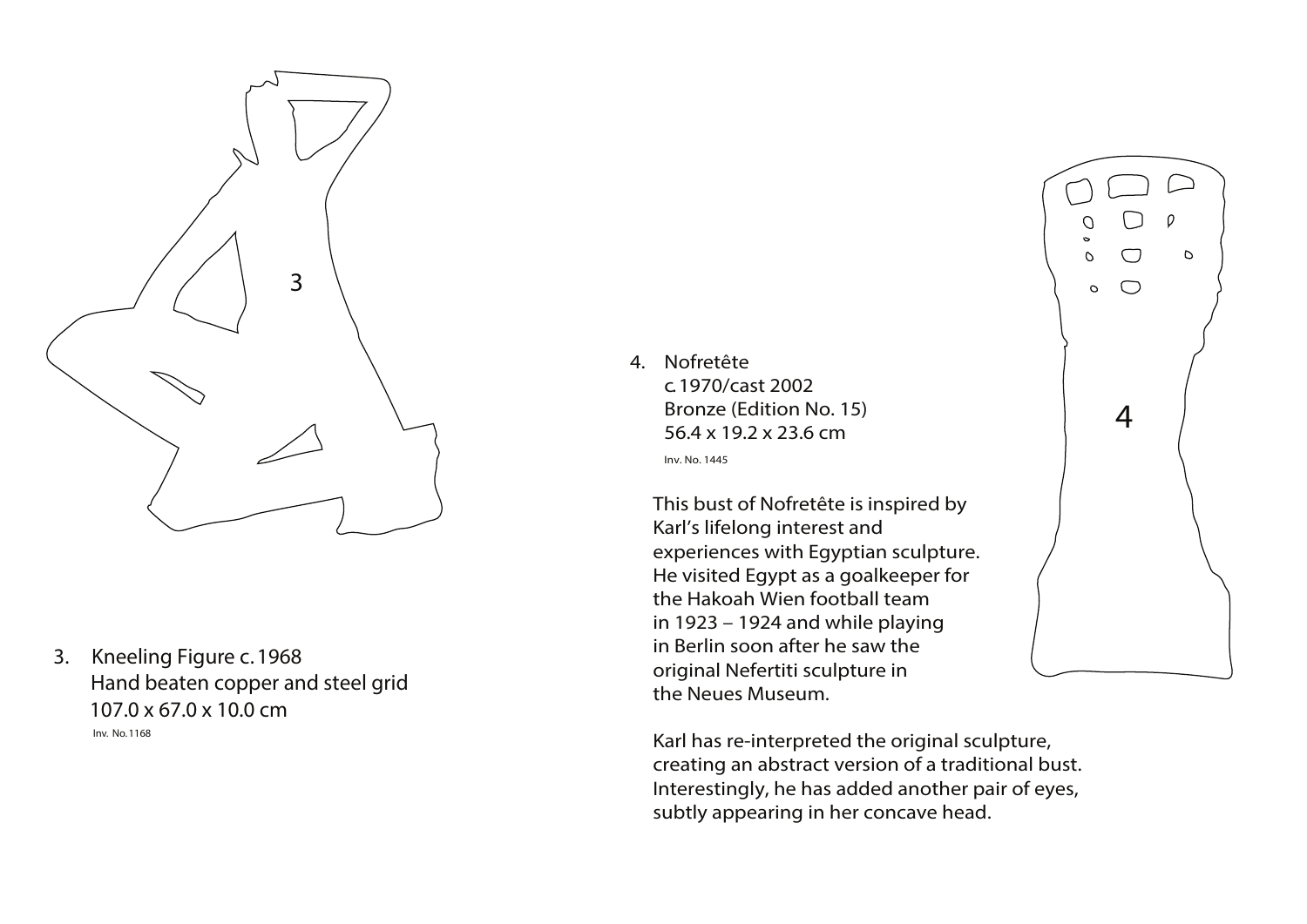3. Kneeling Figure c. 1968
   Hand beaten copper and steel grid
   107.0 x 67.0 x 10.0 cm
   Inv. No.1168

4. Nofretête
   c. 1970/cast 2002
   Bronze (Edition No. 15)
   56.4 x 19.2 x 23.6 cm
   Inv. No. 1445

   This bust of Nofretête is inspired by Karl's lifelong interest and experiences with Egyptian sculpture. He visited Egypt as a goalkeeper for the Hakoah Wien football team in 1923 – 1924 and while playing in Berlin soon after he saw the original Nefertiti sculpture in the Neues Museum.

   Karl has re-interpreted the original sculpture, creating an abstract version of a traditional bust. Interestingly, he has added another pair of eyes, subtly appearing in her concave head.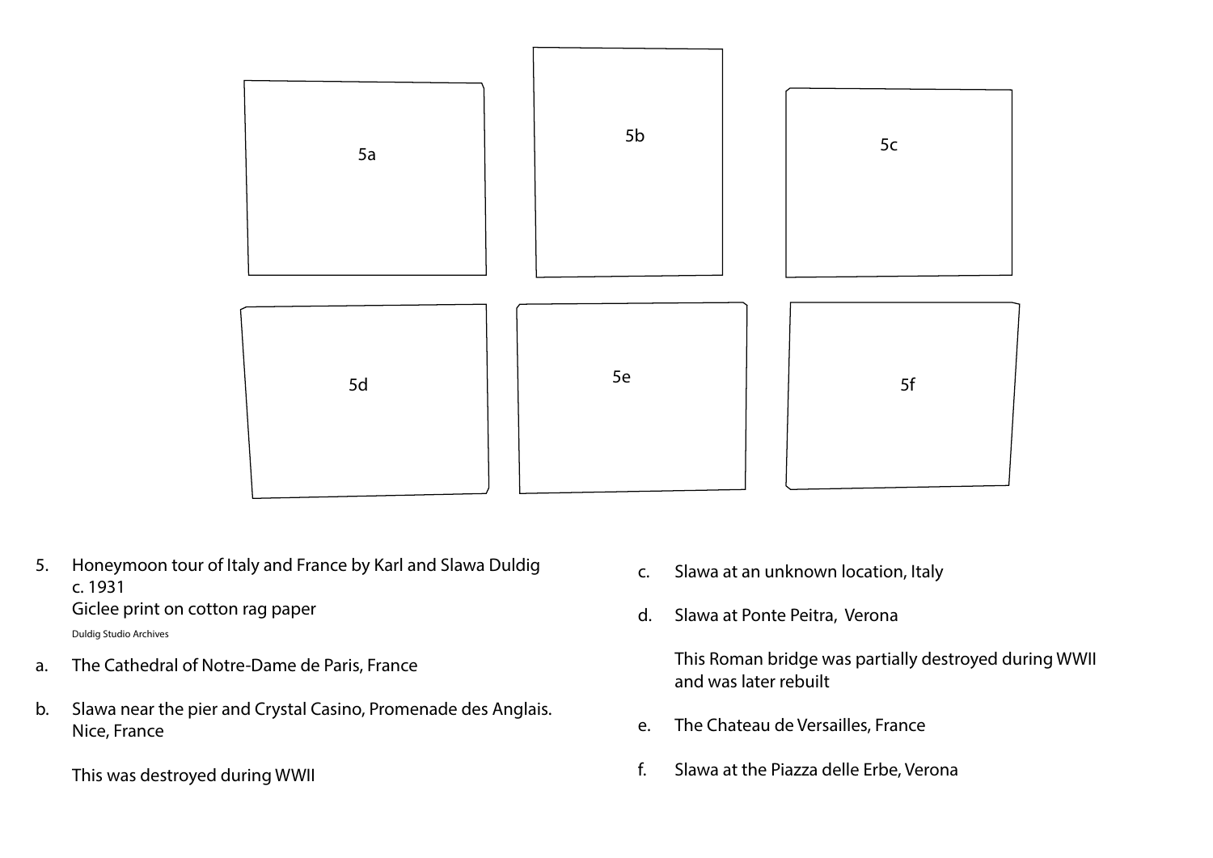5a

5b

5c

5d

5e

5f

5. Honeymoon tour of Italy and France by Karl and Slawa Duldig
   c. 1931
   Giclee print on cotton rag paper
   Duldig Studio Archives

a. The Cathedral of Notre-Dame de Paris, France

b. Slawa near the pier and Crystal Casino, Promenade des Anglais. Nice, France

   This was destroyed during WWII

c. Slawa at an unknown location, Italy

d. Slawa at Ponte Peitra, Verona

   This Roman bridge was partially destroyed during WWII and was later rebuilt

e. The Chateau de Versailles, France

f. Slawa at the Piazza delle Erbe, Verona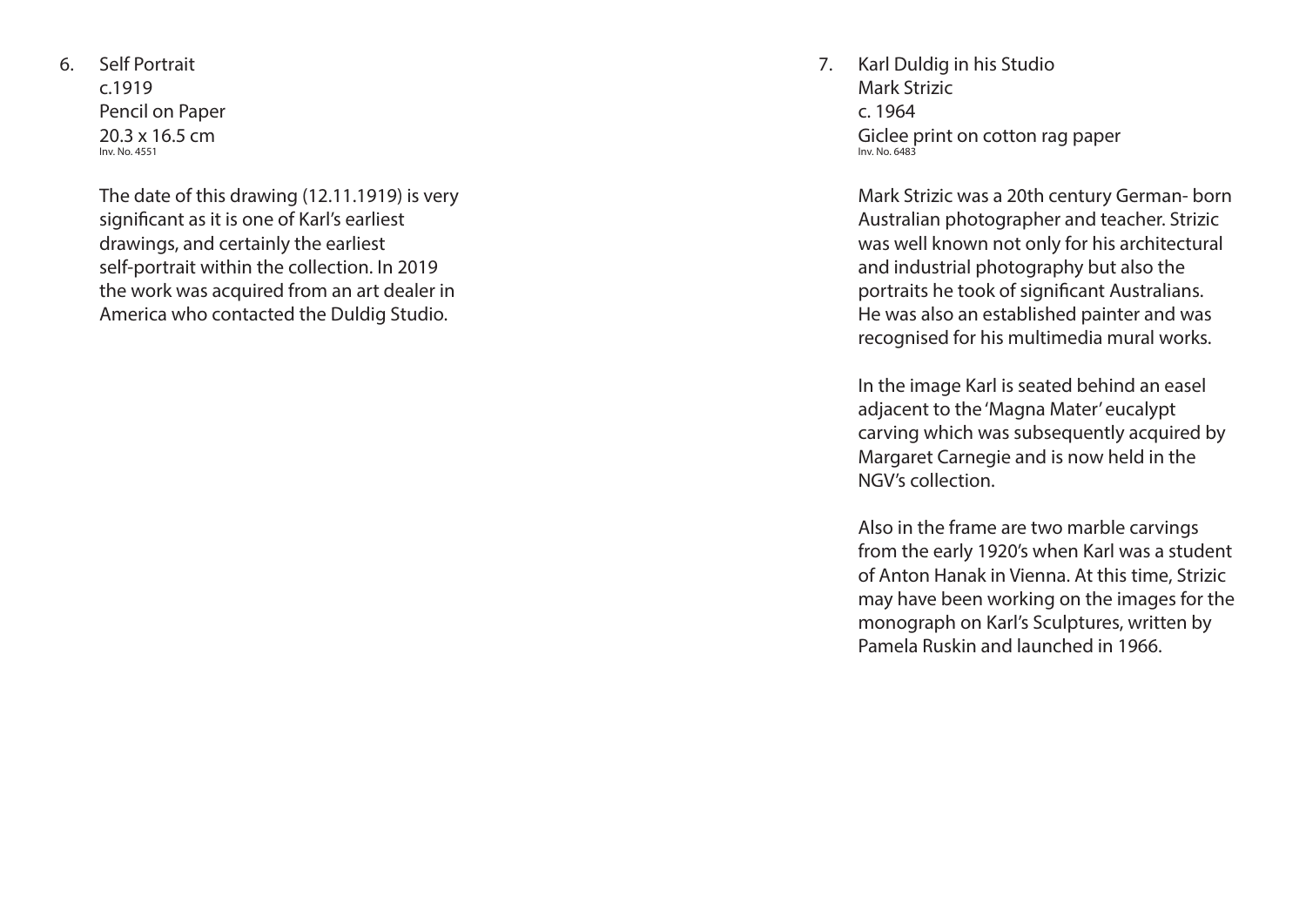6. Self Portrait
   c.1919
   Pencil on Paper
   20.3 x 16.5 cm
   Inv. No. 4551

   The date of this drawing (12.11.1919) is very significant as it is one of Karl's earliest drawings, and certainly the earliest self-portrait within the collection. In 2019 the work was acquired from an art dealer in America who contacted the Duldig Studio.

7. Karl Duldig in his Studio
   Mark Strizic
   c. 1964
   Giclee print on cotton rag paper
   Inv. No. 6483

   Mark Strizic was a 20th century German- born Australian photographer and teacher. Strizic was well known not only for his architectural and industrial photography but also the portraits he took of significant Australians. He was also an established painter and was recognised for his multimedia mural works.

   In the image Karl is seated behind an easel adjacent to the 'Magna Mater' eucalypt carving which was subsequently acquired by Margaret Carnegie and is now held in the NGV's collection.

   Also in the frame are two marble carvings from the early 1920's when Karl was a student of Anton Hanak in Vienna. At this time, Strizic may have been working on the images for the monograph on Karl's Sculptures, written by Pamela Ruskin and launched in 1966.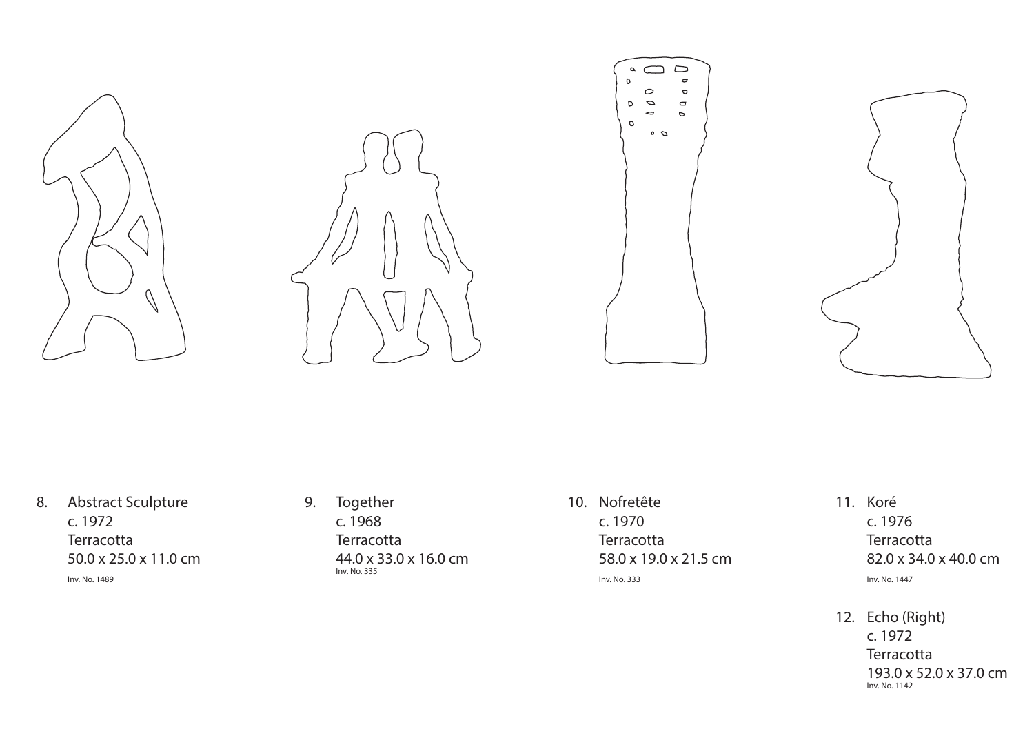8. Abstract Sculpture
   c. 1972
   Terracotta
   50.0 x 25.0 x 11.0 cm
   Inv. No. 1489

9. Together
   c. 1968
   Terracotta
   44.0 x 33.0 x 16.0 cm
   Inv. No. 335

10. Nofretête
    c. 1970
    Terracotta
    58.0 x 19.0 x 21.5 cm
    Inv. No. 333

11. Koré
    c. 1976
    Terracotta
    82.0 x 34.0 x 40.0 cm
    Inv. No. 1447

12. Echo (Right)
    c. 1972
    Terracotta
    193.0 x 52.0 x 37.0 cm
    Inv. No. 1142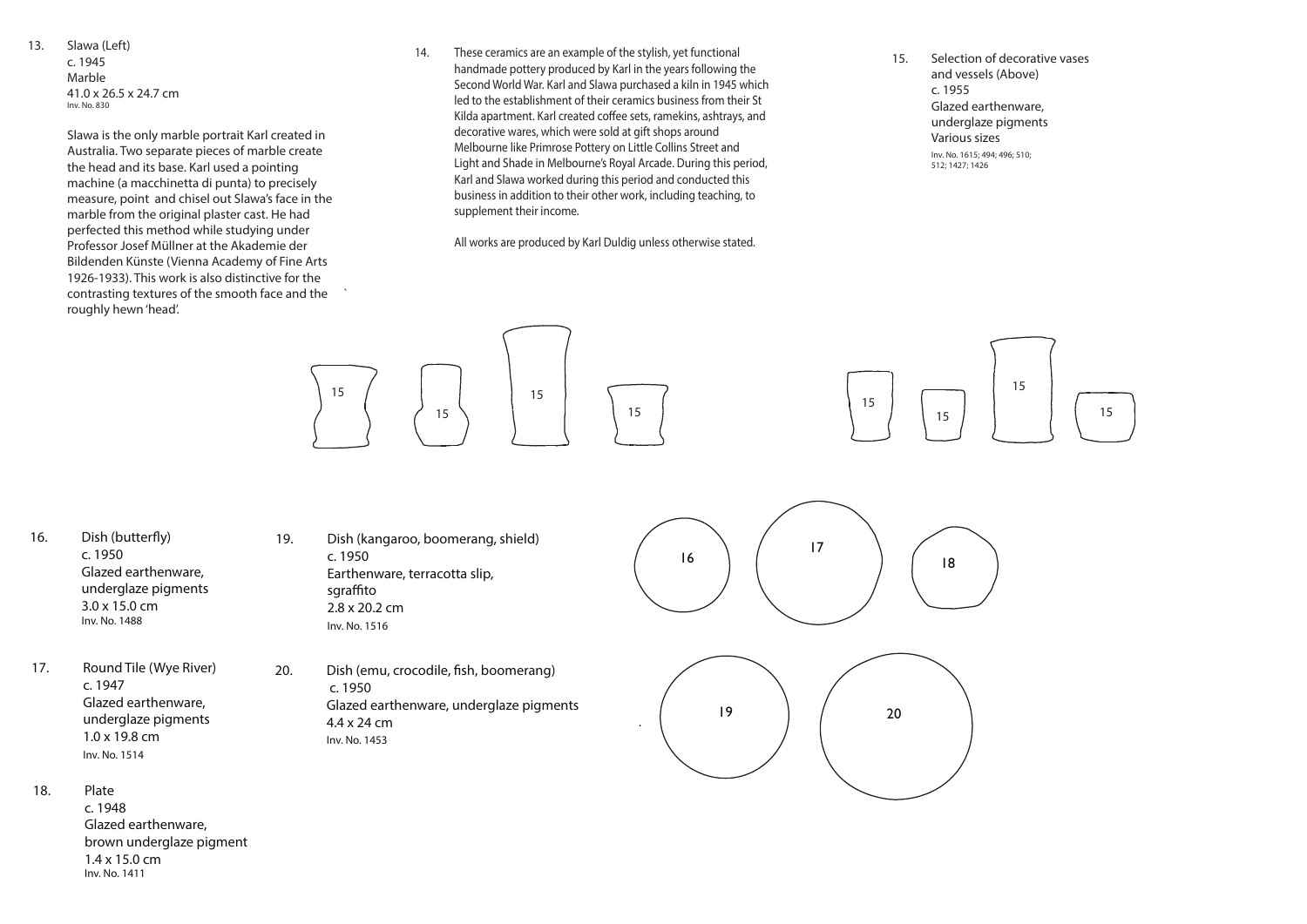13. Slawa (Left)
c. 1945
Marble
41.0 x 26.5 x 24.7 cm
Inv. No. 830

Slawa is the only marble portrait Karl created in Australia. Two separate pieces of marble create the head and its base. Karl used a pointing machine (a macchinetta di punta) to precisely measure, point and chisel out Slawa's face in the marble from the original plaster cast. He had perfected this method while studying under Professor Josef Müllner at the Akademie der Bildenden Künste (Vienna Academy of Fine Arts 1926-1933). This work is also distinctive for the contrasting textures of the smooth face and the roughly hewn 'head'.

14. These ceramics are an example of the stylish, yet functional handmade pottery produced by Karl in the years following the Second World War. Karl and Slawa purchased a kiln in 1945 which led to the establishment of their ceramics business from their St Kilda apartment. Karl created coffee sets, ramekins, ashtrays, and decorative wares, which were sold at gift shops around Melbourne like Primrose Pottery on Little Collins Street and Light and Shade in Melbourne's Royal Arcade. During this period, Karl and Slawa worked during this period and conducted this business in addition to their other work, including teaching, to supplement their income.

All works are produced by Karl Duldig unless otherwise stated.

15. Selection of decorative vases and vessels (Above)
c. 1955
Glazed earthenware, underglaze pigments
Various sizes
Inv. No. 1615; 494; 496; 510; 512; 1427; 1426

16. Dish (butterfly)
c. 1950
Glazed earthenware, underglaze pigments
3.0 x 15.0 cm
Inv. No. 1488

17. Round Tile (Wye River)
c. 1947
Glazed earthenware, underglaze pigments
1.0 x 19.8 cm
Inv. No. 1514

18. Plate
c. 1948
Glazed earthenware, brown underglaze pigment
1.4 x 15.0 cm
Inv. No. 1411

19. Dish (kangaroo, boomerang, shield)
c. 1950
Earthenware, terracotta slip, sgraffito
2.8 x 20.2 cm
Inv. No. 1516

20. Dish (emu, crocodile, fish, boomerang)
c. 1950
Glazed earthenware, underglaze pigments
4.4 x 24 cm
Inv. No. 1453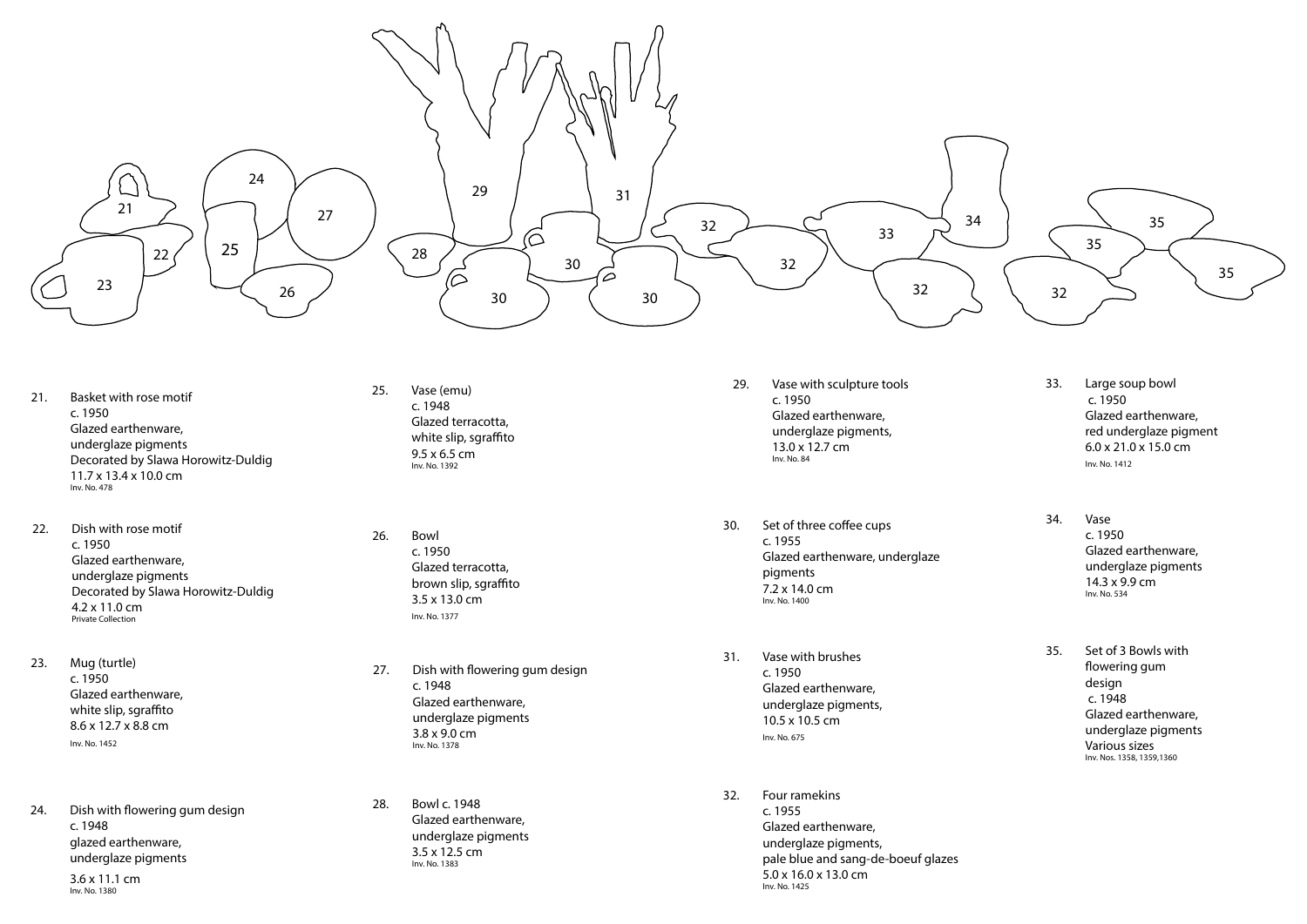21. Basket with rose motif
c. 1950
Glazed earthenware,
underglaze pigments
Decorated by Slawa Horowitz-Duldig
11.7 x 13.4 x 10.0 cm
Inv. No. 478

22. Dish with rose motif
c. 1950
Glazed earthenware,
underglaze pigments
Decorated by Slawa Horowitz-Duldig
4.2 x 11.0 cm
Private Collection

23. Mug (turtle)
c. 1950
Glazed earthenware,
white slip, sgraffito
8.6 x 12.7 x 8.8 cm
Inv. No. 1452

24. Dish with flowering gum design
c. 1948
glazed earthenware,
underglaze pigments
3.6 x 11.1 cm
Inv. No. 1380

25. Vase (emu)
c. 1948
Glazed terracotta,
white slip, sgraffito
9.5 x 6.5 cm
Inv. No. 1392

26. Bowl
c. 1950
Glazed terracotta,
brown slip, sgraffito
3.5 x 13.0 cm
Inv. No. 1377

27. Dish with flowering gum design
c. 1948
Glazed earthenware,
underglaze pigments
3.8 x 9.0 cm
Inv. No. 1378

28. Bowl c. 1948
Glazed earthenware,
underglaze pigments
3.5 x 12.5 cm
Inv. No. 1383

29. Vase with sculpture tools
c. 1950
Glazed earthenware,
underglaze pigments,
13.0 x 12.7 cm
Inv. No. 84

30. Set of three coffee cups
c. 1955
Glazed earthenware, underglaze pigments
7.2 x 14.0 cm
Inv. No. 1400

31. Vase with brushes
c. 1950
Glazed earthenware,
underglaze pigments,
10.5 x 10.5 cm
Inv. No. 675

32. Four ramekins
c. 1955
Glazed earthenware,
underglaze pigments,
pale blue and sang-de-boeuf glazes
5.0 x 16.0 x 13.0 cm
Inv. No. 1425

33. Large soup bowl
c. 1950
Glazed earthenware,
red underglaze pigment
6.0 x 21.0 x 15.0 cm
Inv. No. 1412

34. Vase
c. 1950
Glazed earthenware,
underglaze pigments
14.3 x 9.9 cm
Inv. No. 534

35. Set of 3 Bowls with flowering gum design
c. 1948
Glazed earthenware,
underglaze pigments
Various sizes
Inv. Nos. 1358, 1359,1360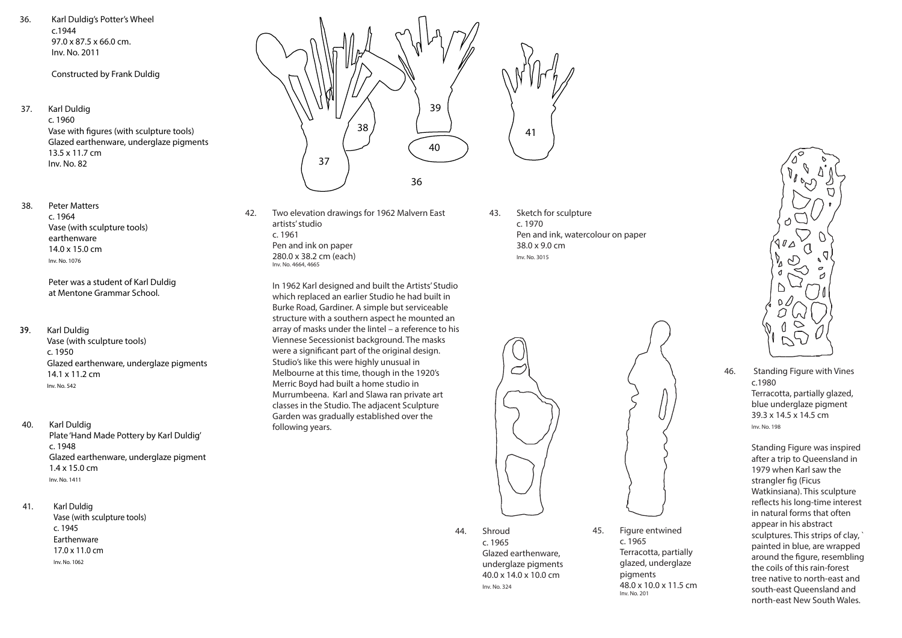36. Karl Duldig's Potter's Wheel
c.1944
97.0 x 87.5 x 66.0 cm.
Inv. No. 2011

Constructed by Frank Duldig

37. Karl Duldig
c. 1960
Vase with figures (with sculpture tools)
Glazed earthenware, underglaze pigments
13.5 x 11.7 cm
Inv. No. 82

38. Peter Matters
c. 1964
Vase (with sculpture tools)
earthenware
14.0 x 15.0 cm
Inv. No. 1076

Peter was a student of Karl Duldig at Mentone Grammar School.

**39**. Karl Duldig
Vase (with sculpture tools)
c. 1950
Glazed earthenware, underglaze pigments
14.1 x 11.2 cm
Inv. No. 542

40. Karl Duldig
Plate 'Hand Made Pottery by Karl Duldig'
c. 1948
Glazed earthenware, underglaze pigment
1.4 x 15.0 cm
Inv. No. 1411

41. Karl Duldig
Vase (with sculpture tools)
c. 1945
Earthenware
17.0 x 11.0 cm
Inv. No. 1062

37 38 39 40 41 36

42. Two elevation drawings for 1962 Malvern East artists' studio
c. 1961
Pen and ink on paper
280.0 x 38.2 cm (each)
Inv. No. 4664, 4665

In 1962 Karl designed and built the Artists' Studio which replaced an earlier Studio he had built in Burke Road, Gardiner. A simple but serviceable structure with a southern aspect he mounted an array of masks under the lintel – a reference to his Viennese Secessionist background. The masks were a significant part of the original design. Studio's like this were highly unusual in Melbourne at this time, though in the 1920's Merric Boyd had built a home studio in Murrumbeena. Karl and Slawa ran private art classes in the Studio. The adjacent Sculpture Garden was gradually established over the following years.

43. Sketch for sculpture
c. 1970
Pen and ink, watercolour on paper
38.0 x 9.0 cm
Inv. No. 3015

44. Shroud
c. 1965
Glazed earthenware, underglaze pigments
40.0 x 14.0 x 10.0 cm
Inv. No. 324

45. Figure entwined
c. 1965
Terracotta, partially glazed, underglaze pigments
48.0 x 10.0 x 11.5 cm
Inv. No. 201

46. Standing Figure with Vines
c.1980
Terracotta, partially glazed, blue underglaze pigment
39.3 x 14.5 x 14.5 cm
Inv. No. 198

Standing Figure was inspired after a trip to Queensland in 1979 when Karl saw the strangler fig (Ficus Watkinsiana). This sculpture reflects his long-time interest in natural forms that often appear in his abstract sculptures. This strips of clay, ` painted in blue, are wrapped around the figure, resembling the coils of this rain-forest tree native to north-east and south-east Queensland and north-east New South Wales.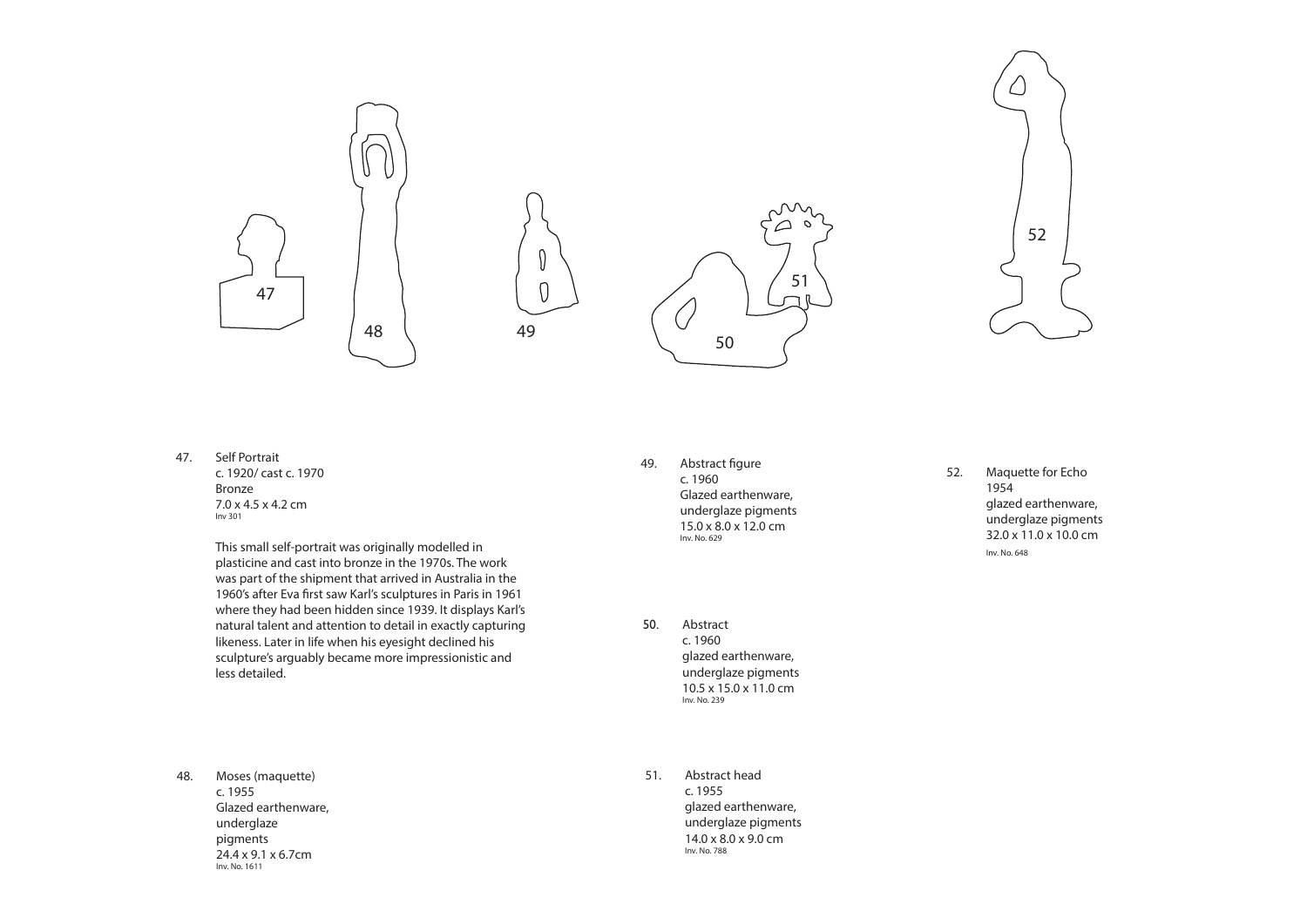47. Self Portrait
c. 1920/ cast c. 1970
Bronze
7.0 x 4.5 x 4.2 cm
Inv 301

This small self-portrait was originally modelled in plasticine and cast into bronze in the 1970s. The work was part of the shipment that arrived in Australia in the 1960's after Eva first saw Karl's sculptures in Paris in 1961 where they had been hidden since 1939. It displays Karl's natural talent and attention to detail in exactly capturing likeness. Later in life when his eyesight declined his sculpture's arguably became more impressionistic and less detailed.

48. Moses (maquette)
c. 1955
Glazed earthenware,
underglaze
pigments
24.4 x 9.1 x 6.7cm
Inv. No. 1611

49. Abstract figure
c. 1960
Glazed earthenware,
underglaze pigments
15.0 x 8.0 x 12.0 cm
Inv. No. 629

50. Abstract
c. 1960
glazed earthenware,
underglaze pigments
10.5 x 15.0 x 11.0 cm
Inv. No. 239

51. Abstract head
c. 1955
glazed earthenware,
underglaze pigments
14.0 x 8.0 x 9.0 cm
Inv. No. 788

52. Maquette for Echo
1954
glazed earthenware,
underglaze pigments
32.0 x 11.0 x 10.0 cm
Inv. No. 648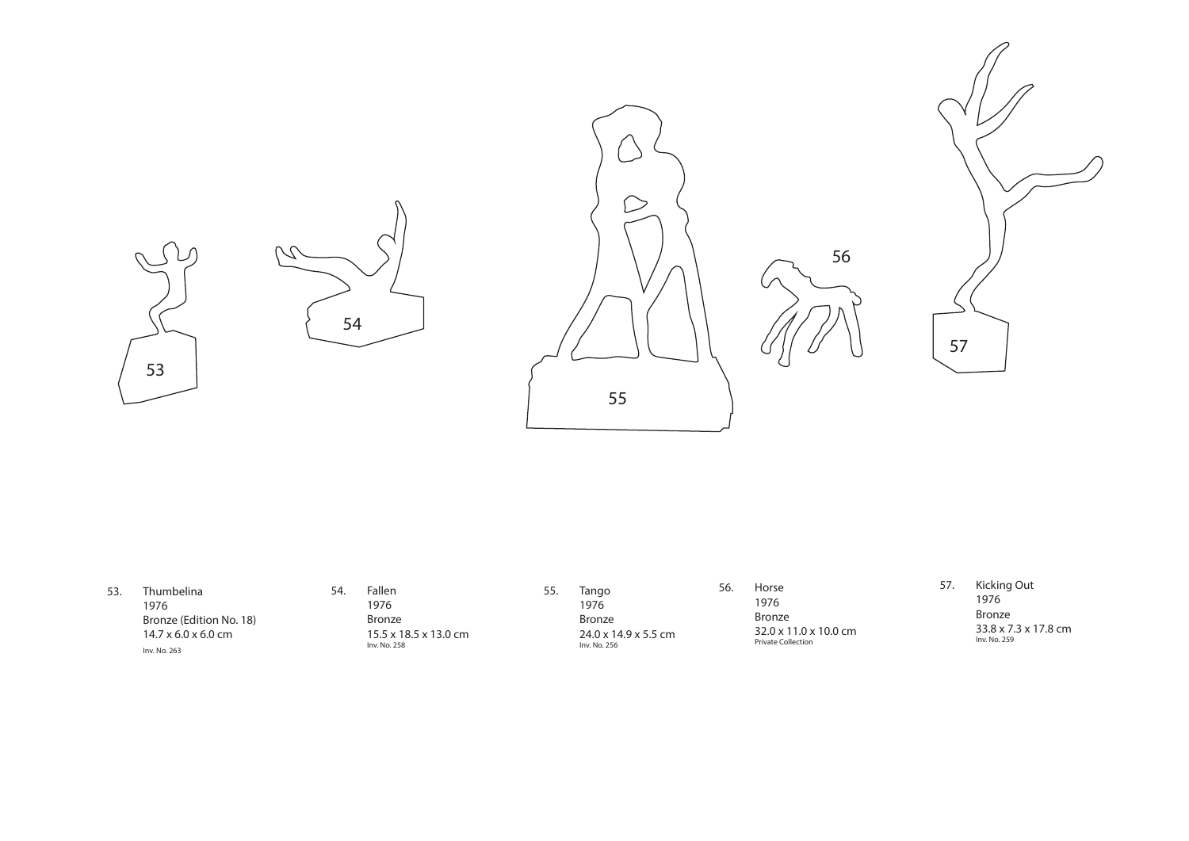53. Thumbelina
1976
Bronze (Edition No. 18)
14.7 x 6.0 x 6.0 cm
Inv. No. 263

54. Fallen
1976
Bronze
15.5 x 18.5 x 13.0 cm
Inv. No. 258

55. Tango
1976
Bronze
24.0 x 14.9 x 5.5 cm
Inv. No. 256

56. Horse
1976
Bronze
32.0 x 11.0 x 10.0 cm
Private Collection

57. Kicking Out
1976
Bronze
33.8 x 7.3 x 17.8 cm
Inv. No. 259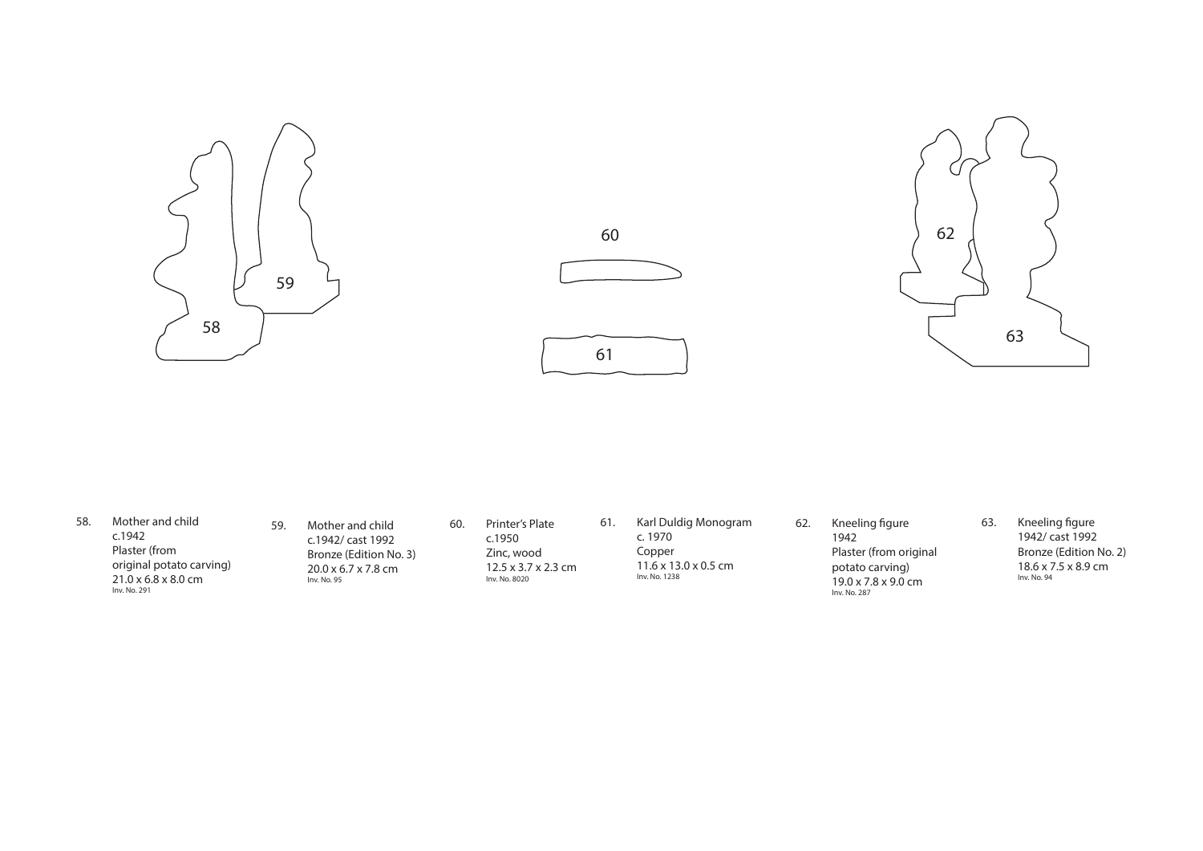58 59

60

61

62

63

58. Mother and child
c.1942
Plaster (from original potato carving)
21.0 x 6.8 x 8.0 cm
Inv. No. 291

59. Mother and child
c.1942/ cast 1992
Bronze (Edition No. 3)
20.0 x 6.7 x 7.8 cm
Inv. No. 95

60. Printer's Plate
c.1950
Zinc, wood
12.5 x 3.7 x 2.3 cm
Inv. No. 8020

61. Karl Duldig Monogram
c. 1970
Copper
11.6 x 13.0 x 0.5 cm
Inv. No. 1238

62. Kneeling figure
1942
Plaster (from original potato carving)
19.0 x 7.8 x 9.0 cm
Inv. No. 287

63. Kneeling figure
1942/ cast 1992
Bronze (Edition No. 2)
18.6 x 7.5 x 8.9 cm
Inv. No. 94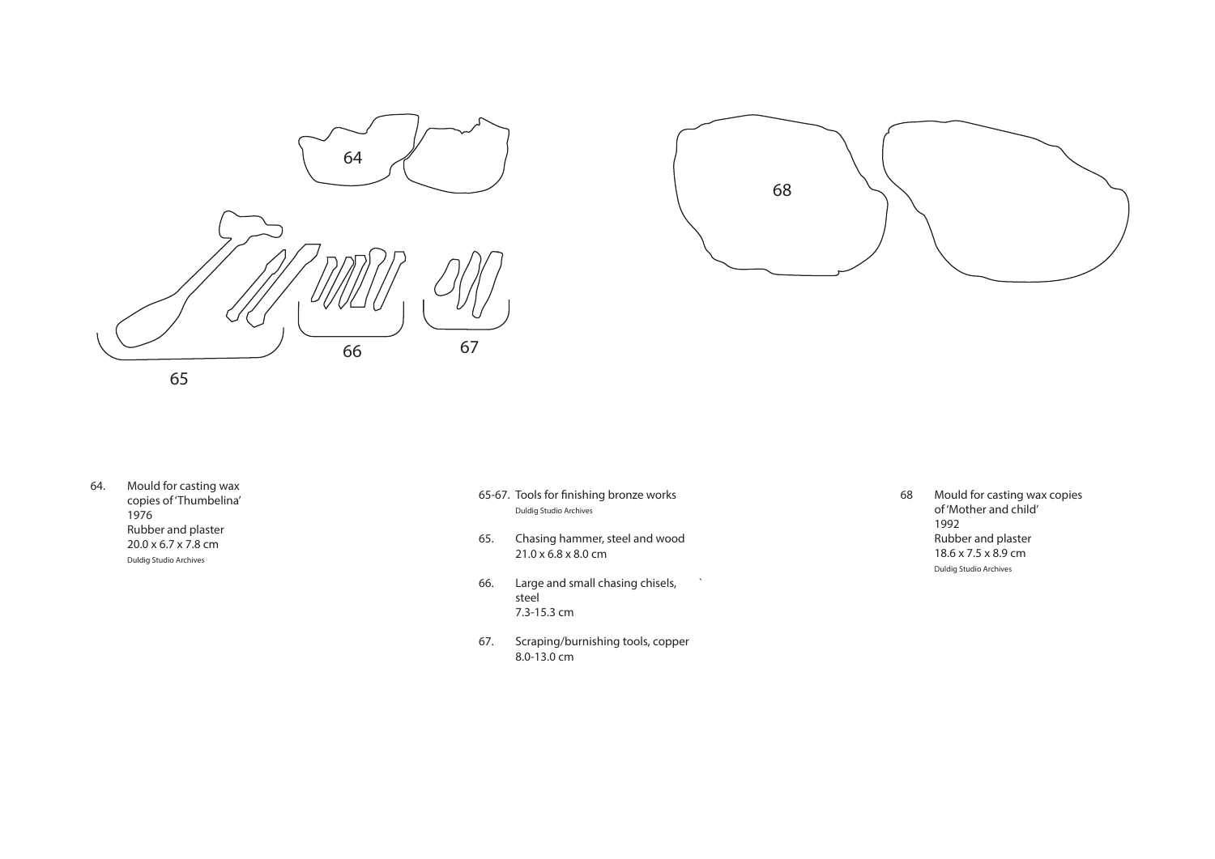64 Mould for casting wax copies of 'Thumbelina'
1976
Rubber and plaster
20.0 x 6.7 x 7.8 cm
Duldig Studio Archives

65-67. Tools for finishing bronze works
Duldig Studio Archives

65. Chasing hammer, steel and wood
21.0 x 6.8 x 8.0 cm

66. Large and small chasing chisels, steel
7.3-15.3 cm

67. Scraping/burnishing tools, copper
8.0-13.0 cm

68 Mould for casting wax copies of 'Mother and child'
1992
Rubber and plaster
18.6 x 7.5 x 8.9 cm
Duldig Studio Archives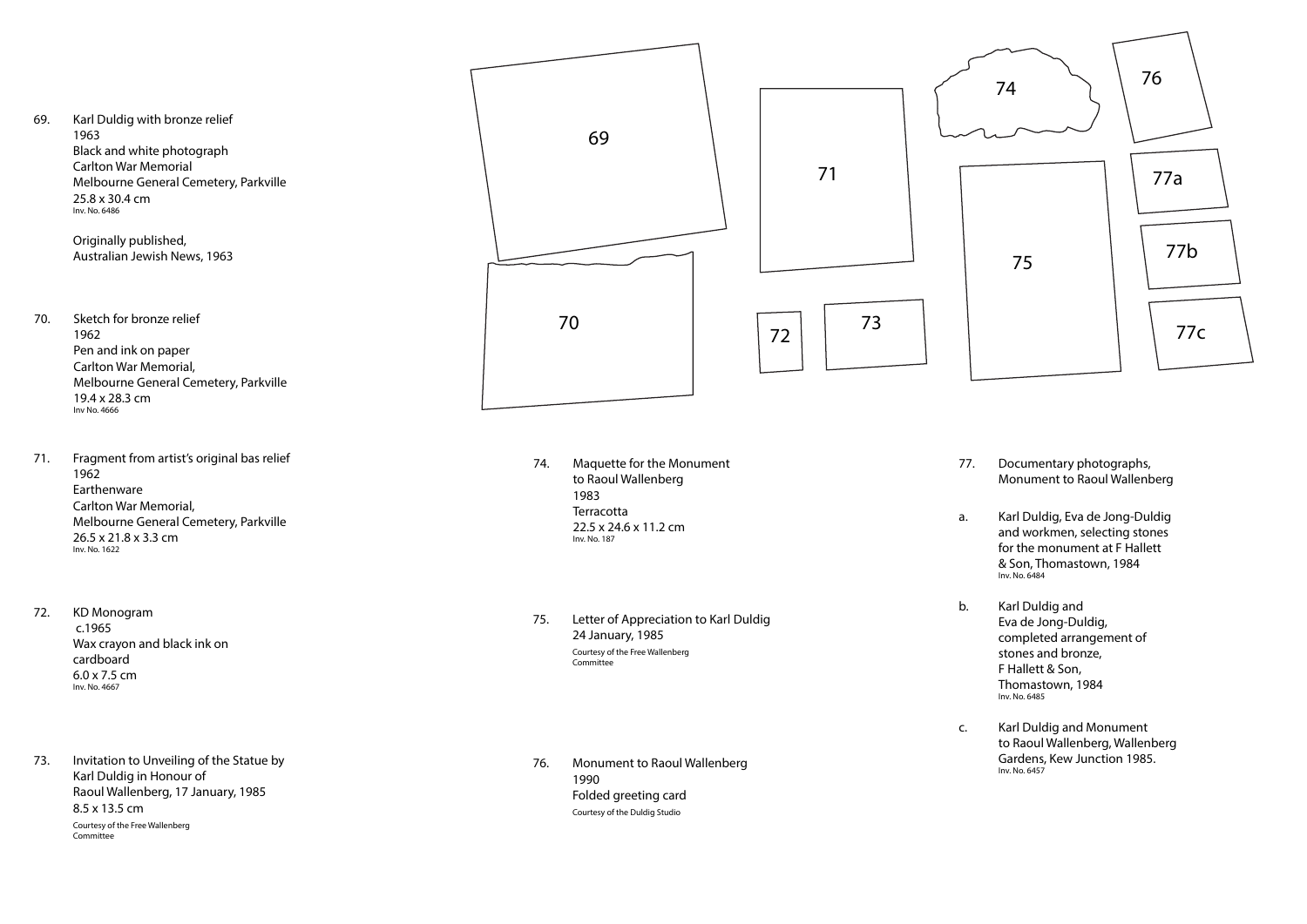69. Karl Duldig with bronze relief
1963
Black and white photograph
Carlton War Memorial
Melbourne General Cemetery, Parkville
25.8 x 30.4 cm
Inv. No. 6486

Originally published,
Australian Jewish News, 1963

70. Sketch for bronze relief
1962
Pen and ink on paper
Carlton War Memorial,
Melbourne General Cemetery, Parkville
19.4 x 28.3 cm
Inv No. 4666

71. Fragment from artist's original bas relief
1962
Earthenware
Carlton War Memorial,
Melbourne General Cemetery, Parkville
26.5 x 21.8 x 3.3 cm
Inv. No. 1622

72. KD Monogram
c.1965
Wax crayon and black ink on cardboard
6.0 x 7.5 cm
Inv. No. 4667

73. Invitation to Unveiling of the Statue by Karl Duldig in Honour of Raoul Wallenberg, 17 January, 1985
8.5 x 13.5 cm
Courtesy of the Free Wallenberg Committee

74. Maquette for the Monument to Raoul Wallenberg
1983
Terracotta
22.5 x 24.6 x 11.2 cm
Inv. No. 187

75. Letter of Appreciation to Karl Duldig
24 January, 1985
Courtesy of the Free Wallenberg Committee

76. Monument to Raoul Wallenberg
1990
Folded greeting card
Courtesy of the Duldig Studio

77. Documentary photographs, Monument to Raoul Wallenberg

a. Karl Duldig, Eva de Jong-Duldig and workmen, selecting stones for the monument at F Hallett & Son, Thomastown, 1984
Inv. No. 6484

b. Karl Duldig and Eva de Jong-Duldig, completed arrangement of stones and bronze, F Hallett & Son, Thomastown, 1984
Inv. No. 6485

c. Karl Duldig and Monument to Raoul Wallenberg, Wallenberg Gardens, Kew Junction 1985.
Inv. No. 6457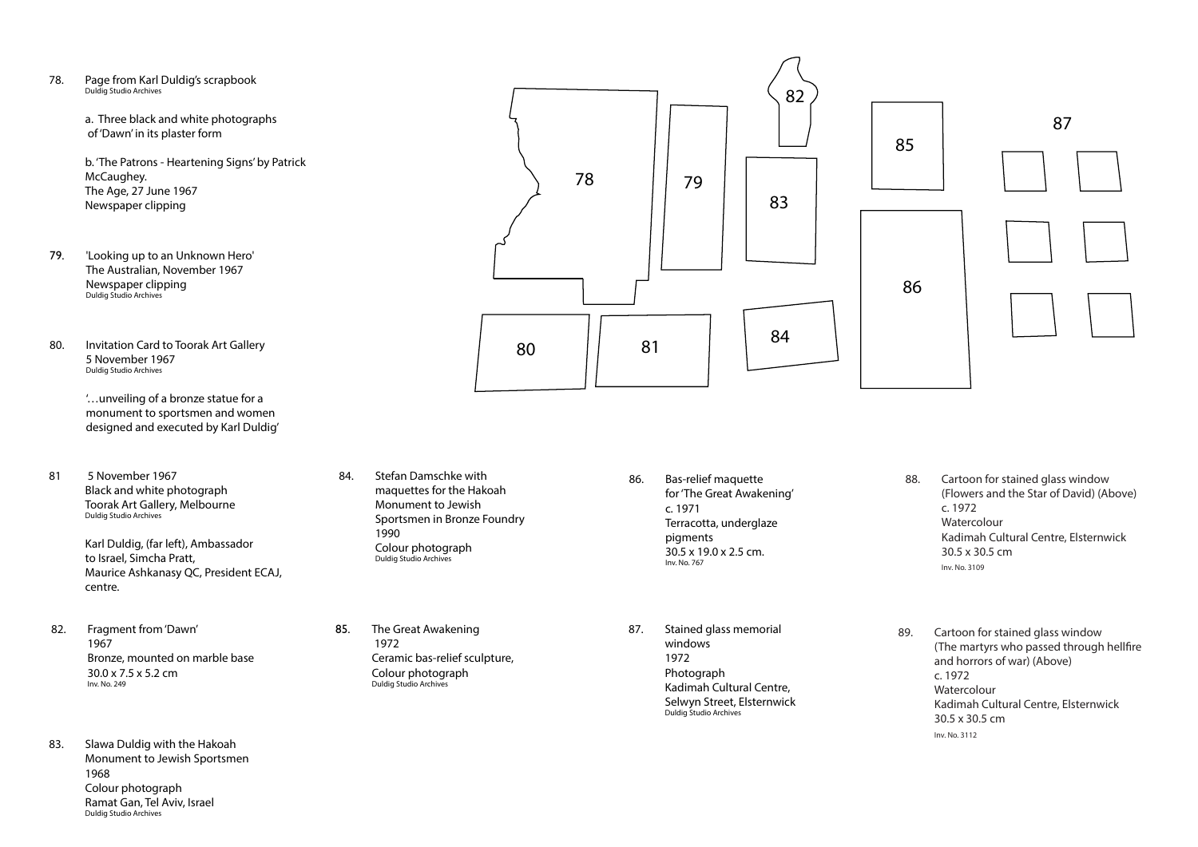78. Page from Karl Duldig's scrapbook
Duldig Studio Archives

a. Three black and white photographs of 'Dawn' in its plaster form

b. 'The Patrons - Heartening Signs' by Patrick McCaughey.
The Age, 27 June 1967
Newspaper clipping

79. 'Looking up to an Unknown Hero'
The Australian, November 1967
Newspaper clipping
Duldig Studio Archives

80. Invitation Card to Toorak Art Gallery
5 November 1967
Duldig Studio Archives

'…unveiling of a bronze statue for a monument to sportsmen and women designed and executed by Karl Duldig'

81. 5 November 1967
Black and white photograph
Toorak Art Gallery, Melbourne
Duldig Studio Archives

Karl Duldig, (far left), Ambassador to Israel, Simcha Pratt, Maurice Ashkanasy QC, President ECAJ, centre.

82. Fragment from 'Dawn'
1967
Bronze, mounted on marble base
30.0 x 7.5 x 5.2 cm
Inv. No. 249

83. Slawa Duldig with the Hakoah Monument to Jewish Sportsmen
1968
Colour photograph
Ramat Gan, Tel Aviv, Israel
Duldig Studio Archives

84. Stefan Damschke with maquettes for the Hakoah Monument to Jewish Sportsmen in Bronze Foundry
1990
Colour photograph
Duldig Studio Archives

85. The Great Awakening
1972
Ceramic bas-relief sculpture,
Colour photograph
Duldig Studio Archives

86. Bas-relief maquette for 'The Great Awakening'
c. 1971
Terracotta, underglaze pigments
30.5 x 19.0 x 2.5 cm.
Inv. No. 767

87. Stained glass memorial windows
1972
Photograph
Kadimah Cultural Centre, Selwyn Street, Elsternwick
Duldig Studio Archives

88. Cartoon for stained glass window (Flowers and the Star of David) (Above)
c. 1972
Watercolour
Kadimah Cultural Centre, Elsternwick
30.5 x 30.5 cm
Inv. No. 3109

89. Cartoon for stained glass window (The martyrs who passed through hellfire and horrors of war) (Above)
c. 1972
Watercolour
Kadimah Cultural Centre, Elsternwick
30.5 x 30.5 cm
Inv. No. 3112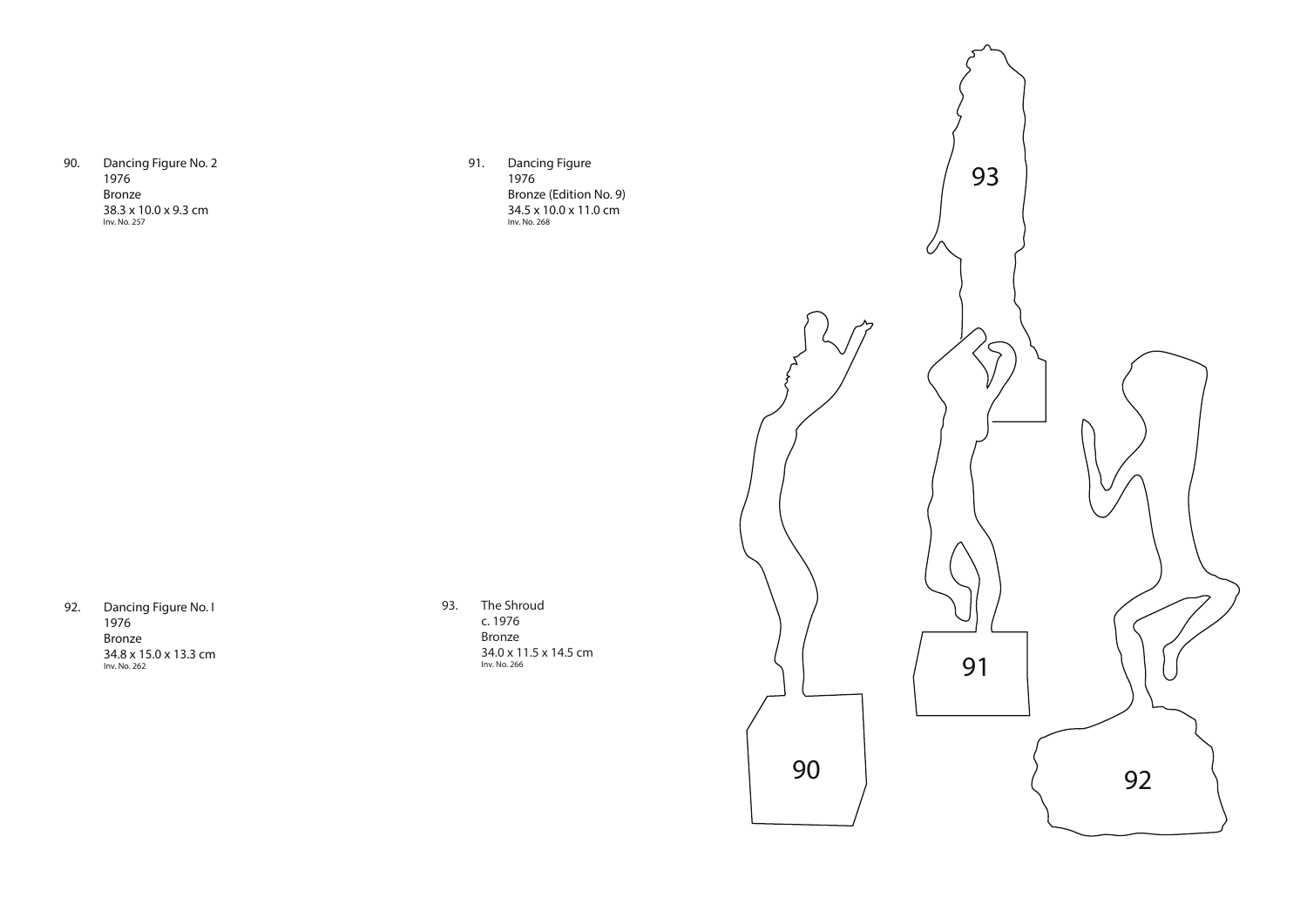90. Dancing Figure No. 2
1976
Bronze
38.3 x 10.0 x 9.3 cm
Inv. No. 257

91. Dancing Figure
1976
Bronze (Edition No. 9)
34.5 x 10.0 x 11.0 cm
Inv. No. 268

92. Dancing Figure No. I
1976
Bronze
34.8 x 15.0 x 13.3 cm
Inv. No. 262

93. The Shroud
c. 1976
Bronze
34.0 x 11.5 x 14.5 cm
Inv. No. 266

93

91

90

92